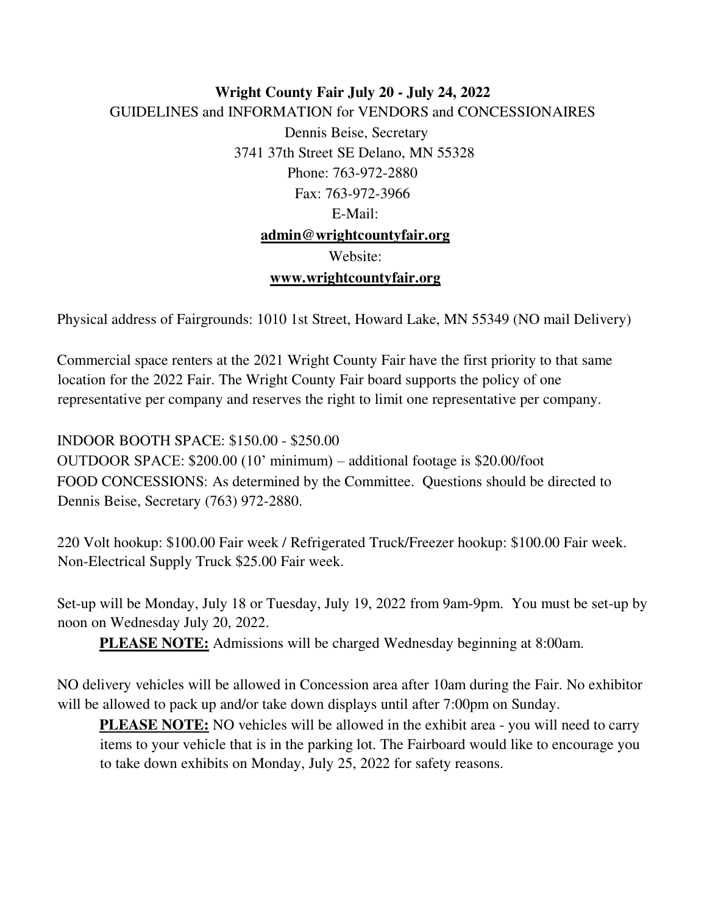**Wright County Fair July 20 - July 24, 2022**

GUIDELINES and INFORMATION for VENDORS and CONCESSIONAIRES

Dennis Beise, Secretary

3741 37th Street SE Delano, MN 55328

Phone: 763-972-2880

Fax: 763-972-3966

E-Mail:

**admin@wrightcountyfair.org**

Website:

**www.wrightcountyfair.org**

Physical address of Fairgrounds: 1010 1st Street, Howard Lake, MN 55349 (NO mail Delivery)

Commercial space renters at the 2021 Wright County Fair have the first priority to that same location for the 2022 Fair. The Wright County Fair board supports the policy of one representative per company and reserves the right to limit one representative per company.

INDOOR BOOTH SPACE: $150.00 - $250.00
OUTDOOR SPACE: $200.00 (10' minimum) – additional footage is $20.00/foot
FOOD CONCESSIONS: As determined by the Committee. Questions should be directed to Dennis Beise, Secretary (763) 972-2880.

220 Volt hookup: $100.00 Fair week / Refrigerated Truck/Freezer hookup: $100.00 Fair week. Non-Electrical Supply Truck $25.00 Fair week.

Set-up will be Monday, July 18 or Tuesday, July 19, 2022 from 9am-9pm. You must be set-up by noon on Wednesday July 20, 2022.

**PLEASE NOTE:** Admissions will be charged Wednesday beginning at 8:00am.

NO delivery vehicles will be allowed in Concession area after 10am during the Fair. No exhibitor will be allowed to pack up and/or take down displays until after 7:00pm on Sunday.

**PLEASE NOTE:** NO vehicles will be allowed in the exhibit area - you will need to carry items to your vehicle that is in the parking lot. The Fairboard would like to encourage you to take down exhibits on Monday, July 25, 2022 for safety reasons.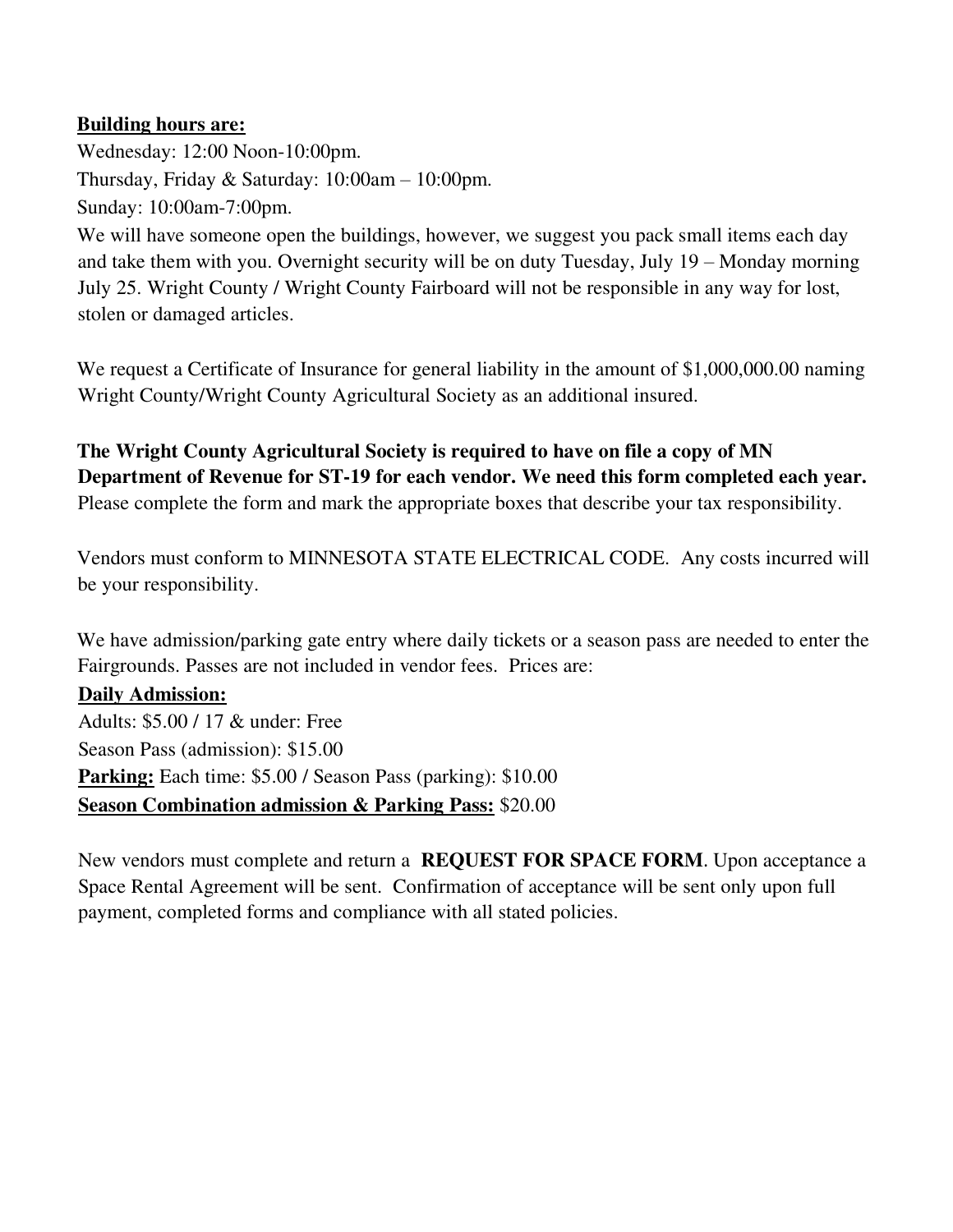**Building hours are:**

Wednesday: 12:00 Noon-10:00pm.
Thursday, Friday & Saturday: 10:00am – 10:00pm.
Sunday: 10:00am-7:00pm.
We will have someone open the buildings, however, we suggest you pack small items each day and take them with you. Overnight security will be on duty Tuesday, July 19 – Monday morning July 25. Wright County / Wright County Fairboard will not be responsible in any way for lost, stolen or damaged articles.

We request a Certificate of Insurance for general liability in the amount of $1,000,000.00 naming Wright County/Wright County Agricultural Society as an additional insured.

**The Wright County Agricultural Society is required to have on file a copy of MN Department of Revenue for ST-19 for each vendor. We need this form completed each year.** Please complete the form and mark the appropriate boxes that describe your tax responsibility.

Vendors must conform to MINNESOTA STATE ELECTRICAL CODE. Any costs incurred will be your responsibility.

We have admission/parking gate entry where daily tickets or a season pass are needed to enter the Fairgrounds. Passes are not included in vendor fees. Prices are:

**Daily Admission:**
Adults: $5.00 / 17 & under: Free
Season Pass (admission): $15.00
**Parking:** Each time: $5.00 / Season Pass (parking): $10.00
**Season Combination admission & Parking Pass:** $20.00

New vendors must complete and return a **REQUEST FOR SPACE FORM**. Upon acceptance a Space Rental Agreement will be sent. Confirmation of acceptance will be sent only upon full payment, completed forms and compliance with all stated policies.